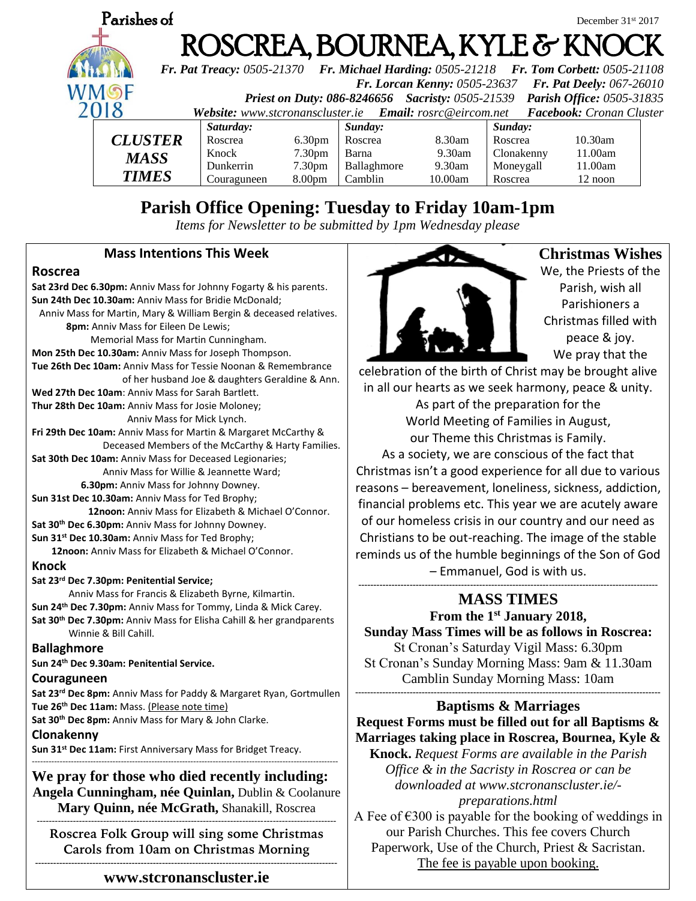Parishes of

December 31st 2017

# ROSCREA, BOURNEA, KYLE & KNOCK

*Fr. Pat Treacy:* *0505-21370* *Fr. Michael Harding:* *0505-21218* *Fr. Tom Corbett:* *0505-21108*
*Fr. Lorcan Kenny:* *0505-23637* *Fr. Pat Deely:* *067-26010*
*Priest on Duty: 086-8246656* *Sacristy:* *0505-21539* *Parish Office:* *0505-31835*
*Website:* *www.stcronanscluster.ie* *Email:* *rosrc@eircom.net* *Facebook:* *Cronan Cluster*

WMOF 2018

| CLUSTER MASS TIMES | *Saturday:* | | *Sunday:* | | *Sunday:* | |
|---|---|---|---|---|---|---|
| | Roscrea | 6.30pm | Roscrea | 8.30am | Roscrea | 10.30am |
| | Knock | 7.30pm | Barna | 9.30am | Clonakenny | 11.00am |
| | Dunkerrin | 7.30pm | Ballaghmore | 9.30am | Moneygall | 11.00am |
| | Couraguneen | 8.00pm | Camblin | 10.00am | Roscrea | 12 noon |

## Parish Office Opening: Tuesday to Friday 10am-1pm

*Items for Newsletter to be submitted by 1pm Wednesday please*

### Mass Intentions This Week

**Roscrea**

**Sat 23rd Dec 6.30pm:** Anniv Mass for Johnny Fogarty & his parents.
**Sun 24th Dec 10.30am:** Anniv Mass for Bridie McDonald;
Anniv Mass for Martin, Mary & William Bergin & deceased relatives.
**8pm:** Anniv Mass for Eileen De Lewis;
Memorial Mass for Martin Cunningham.
**Mon 25th Dec 10.30am:** Anniv Mass for Joseph Thompson.
**Tue 26th Dec 10am:** Anniv Mass for Tessie Noonan & Remembrance of her husband Joe & daughters Geraldine & Ann.
**Wed 27th Dec 10am**: Anniv Mass for Sarah Bartlett.
**Thur 28th Dec 10am:** Anniv Mass for Josie Moloney;
Anniv Mass for Mick Lynch.
**Fri 29th Dec 10am:** Anniv Mass for Martin & Margaret McCarthy & Deceased Members of the McCarthy & Harty Families.
**Sat 30th Dec 10am:** Anniv Mass for Deceased Legionaries;
Anniv Mass for Willie & Jeannette Ward;
**6.30pm:** Anniv Mass for Johnny Downey.
**Sun 31st Dec 10.30am:** Anniv Mass for Ted Brophy;
**12noon:** Anniv Mass for Elizabeth & Michael O'Connor.
**Sat 30th Dec 6.30pm:** Anniv Mass for Johnny Downey.
**Sun 31st Dec 10.30am:** Anniv Mass for Ted Brophy;
**12noon:** Anniv Mass for Elizabeth & Michael O'Connor.

**Knock**

**Sat 23rd Dec 7.30pm: Penitential Service;**
Anniv Mass for Francis & Elizabeth Byrne, Kilmartin.
**Sun 24th Dec 7.30pm:** Anniv Mass for Tommy, Linda & Mick Carey.
**Sat 30th Dec 7.30pm:** Anniv Mass for Elisha Cahill & her grandparents Winnie & Bill Cahill.

**Ballaghmore**

**Sun 24th Dec 9.30am: Penitential Service.**

**Couraguneen**

**Sat 23rd Dec 8pm:** Anniv Mass for Paddy & Margaret Ryan, Gortmullen
**Tue 26th Dec 11am:** Mass. (Please note time)
**Sat 30th Dec 8pm:** Anniv Mass for Mary & John Clarke.

**Clonakenny**

**Sun 31st Dec 11am:** First Anniversary Mass for Bridget Treacy.

---

**We pray for those who died recently including:**
**Angela Cunningham, née Quinlan,** Dublin & Coolanure
**Mary Quinn, née McGrath,** Shanakill, Roscrea

---

**Roscrea Folk Group will sing some Christmas Carols from 10am on Christmas Morning**

---

**www.stcronanscluster.ie**

### Christmas Wishes

We, the Priests of the Parish, wish all Parishioners a Christmas filled with peace & joy. We pray that the celebration of the birth of Christ may be brought alive in all our hearts as we seek harmony, peace & unity. As part of the preparation for the World Meeting of Families in August, our Theme this Christmas is Family. As a society, we are conscious of the fact that Christmas isn't a good experience for all due to various reasons – bereavement, loneliness, sickness, addiction, financial problems etc. This year we are acutely aware of our homeless crisis in our country and our need as Christians to be out-reaching. The image of the stable reminds us of the humble beginnings of the Son of God – Emmanuel, God is with us.

---

### MASS TIMES

**From the 1st January 2018,**
**Sunday Mass Times will be as follows in Roscrea:**
St Cronan's Saturday Vigil Mass: 6.30pm
St Cronan's Sunday Morning Mass: 9am & 11.30am
Camblin Sunday Morning Mass: 10am

---

### Baptisms & Marriages

**Request Forms must be filled out for all Baptisms & Marriages taking place in Roscrea, Bournea, Kyle & Knock.** *Request Forms are available in the Parish Office & in the Sacristy in Roscrea or can be downloaded at www.stcronanscluster.ie/-preparations.html*

A Fee of €300 is payable for the booking of weddings in our Parish Churches. This fee covers Church Paperwork, Use of the Church, Priest & Sacristan. The fee is payable upon booking.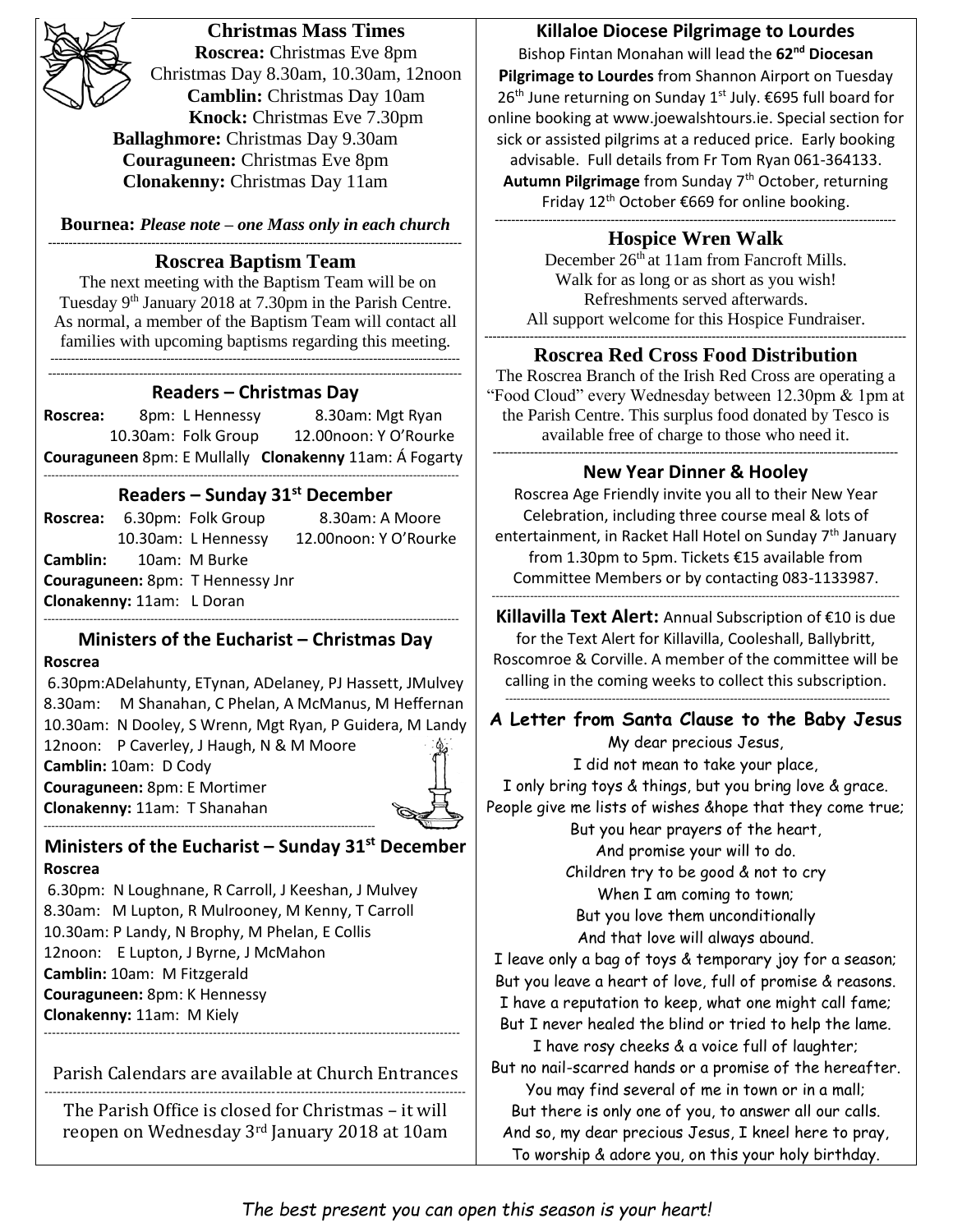## Christmas Mass Times

**Roscrea:** Christmas Eve 8pm
Christmas Day 8.30am, 10.30am, 12noon
**Camblin:** Christmas Day 10am
**Knock:** Christmas Eve 7.30pm
**Ballaghmore:** Christmas Day 9.30am
**Couraguneen:** Christmas Eve 8pm
**Clonakenny:** Christmas Day 11am

**Bournea:** ***Please note – one Mass only in each church***

## Roscrea Baptism Team

The next meeting with the Baptism Team will be on Tuesday 9th January 2018 at 7.30pm in the Parish Centre. As normal, a member of the Baptism Team will contact all families with upcoming baptisms regarding this meeting.

## Readers – Christmas Day

**Roscrea:** 8pm: L Hennessy 8.30am: Mgt Ryan
10.30am: Folk Group 12.00noon: Y O'Rourke
**Couraguneen** 8pm: E Mullally **Clonakenny** 11am: Á Fogarty

## Readers – Sunday 31st December

**Roscrea:** 6.30pm: Folk Group 8.30am: A Moore
10.30am: L Hennessy 12.00noon: Y O'Rourke
**Camblin:** 10am: M Burke
**Couraguneen:** 8pm: T Hennessy Jnr
**Clonakenny:** 11am: L Doran

## Ministers of the Eucharist – Christmas Day

**Roscrea**
6.30pm: ADelahunty, ETynan, ADelaney, PJ Hassett, JMulvey
8.30am: M Shanahan, C Phelan, A McManus, M Heffernan
10.30am: N Dooley, S Wrenn, Mgt Ryan, P Guidera, M Landy
12noon: P Caverley, J Haugh, N & M Moore
**Camblin:** 10am: D Cody
**Couraguneen:** 8pm: E Mortimer
**Clonakenny:** 11am: T Shanahan

## Ministers of the Eucharist – Sunday 31st December

**Roscrea**
6.30pm: N Loughnane, R Carroll, J Keeshan, J Mulvey
8.30am: M Lupton, R Mulrooney, M Kenny, T Carroll
10.30am: P Landy, N Brophy, M Phelan, E Collis
12noon: E Lupton, J Byrne, J McMahon
**Camblin:** 10am: M Fitzgerald
**Couraguneen:** 8pm: K Hennessy
**Clonakenny:** 11am: M Kiely

Parish Calendars are available at Church Entrances

The Parish Office is closed for Christmas – it will reopen on Wednesday 3rd January 2018 at 10am

## Killaloe Diocese Pilgrimage to Lourdes

Bishop Fintan Monahan will lead the **62nd Diocesan Pilgrimage to Lourdes** from Shannon Airport on Tuesday 26th June returning on Sunday 1st July. €695 full board for online booking at www.joewalshtours.ie. Special section for sick or assisted pilgrims at a reduced price. Early booking advisable. Full details from Fr Tom Ryan 061-364133. **Autumn Pilgrimage** from Sunday 7th October, returning Friday 12th October €669 for online booking.

## Hospice Wren Walk

December 26th at 11am from Fancroft Mills.
Walk for as long or as short as you wish!
Refreshments served afterwards.
All support welcome for this Hospice Fundraiser.

## Roscrea Red Cross Food Distribution

The Roscrea Branch of the Irish Red Cross are operating a "Food Cloud" every Wednesday between 12.30pm & 1pm at the Parish Centre. This surplus food donated by Tesco is available free of charge to those who need it.

## New Year Dinner & Hooley

Roscrea Age Friendly invite you all to their New Year Celebration, including three course meal & lots of entertainment, in Racket Hall Hotel on Sunday 7th January from 1.30pm to 5pm. Tickets €15 available from Committee Members or by contacting 083-1133987.

**Killavilla Text Alert:** Annual Subscription of €10 is due for the Text Alert for Killavilla, Cooleshall, Ballybritt, Roscomroe & Corville. A member of the committee will be calling in the coming weeks to collect this subscription.

## A Letter from Santa Clause to the Baby Jesus

My dear precious Jesus,
I did not mean to take your place,
I only bring toys & things, but you bring love & grace.
People give me lists of wishes &hope that they come true;
But you hear prayers of the heart,
And promise your will to do.
Children try to be good & not to cry
When I am coming to town;
But you love them unconditionally
And that love will always abound.
I leave only a bag of toys & temporary joy for a season;
But you leave a heart of love, full of promise & reasons.
I have a reputation to keep, what one might call fame;
But I never healed the blind or tried to help the lame.
I have rosy cheeks & a voice full of laughter;
But no nail-scarred hands or a promise of the hereafter.
You may find several of me in town or in a mall;
But there is only one of you, to answer all our calls.
And so, my dear precious Jesus, I kneel here to pray,
To worship & adore you, on this your holy birthday.

*The best present you can open this season is your heart!*